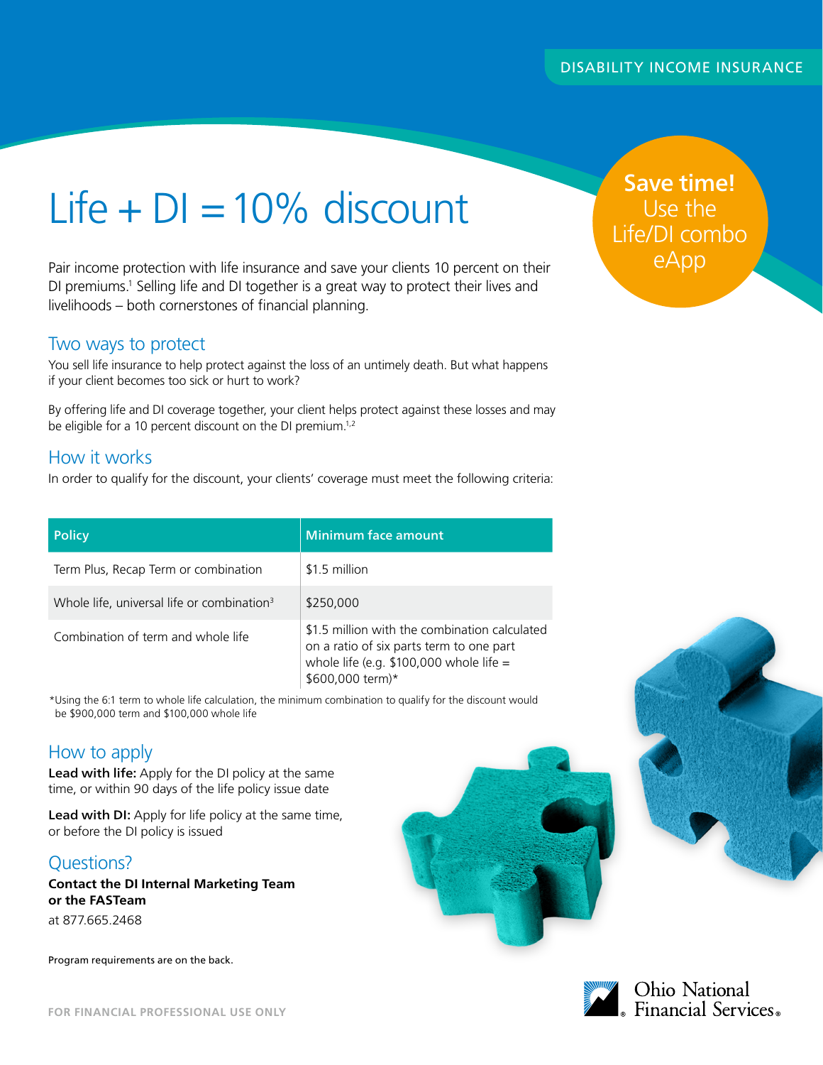DISABILITY INCOME INSURANCE

# Life + DI = 10% discount

**Save time!** Use the Life/DI combo eApp

Pair income protection with life insurance and save your clients 10 percent on their DI premiums.[1] Selling life and DI together is a great way to protect their lives and livelihoods – both cornerstones of financial planning.

## Two ways to protect

You sell life insurance to help protect against the loss of an untimely death. But what happens if your client becomes too sick or hurt to work?

By offering life and DI coverage together, your client helps protect against these losses and may be eligible for a 10 percent discount on the DI premium.[1,2]

## How it works

In order to qualify for the discount, your clients' coverage must meet the following criteria:

| Policy | Minimum face amount |
|---|---|
| Term Plus, Recap Term or combination | $1.5 million |
| Whole life, universal life or combination[3] | $250,000 |
| Combination of term and whole life | $1.5 million with the combination calculated on a ratio of six parts term to one part whole life (e.g. $100,000 whole life = $600,000 term)* |

*Using the 6:1 term to whole life calculation, the minimum combination to qualify for the discount would be $900,000 term and $100,000 whole life

## How to apply

**Lead with life:** Apply for the DI policy at the same time, or within 90 days of the life policy issue date

**Lead with DI:** Apply for life policy at the same time, or before the DI policy is issued

## Questions?

**Contact the DI Internal Marketing Team or the FASTeam**

at 877.665.2468

Program requirements are on the back.

Ohio National Financial Services®

FOR FINANCIAL PROFESSIONAL USE ONLY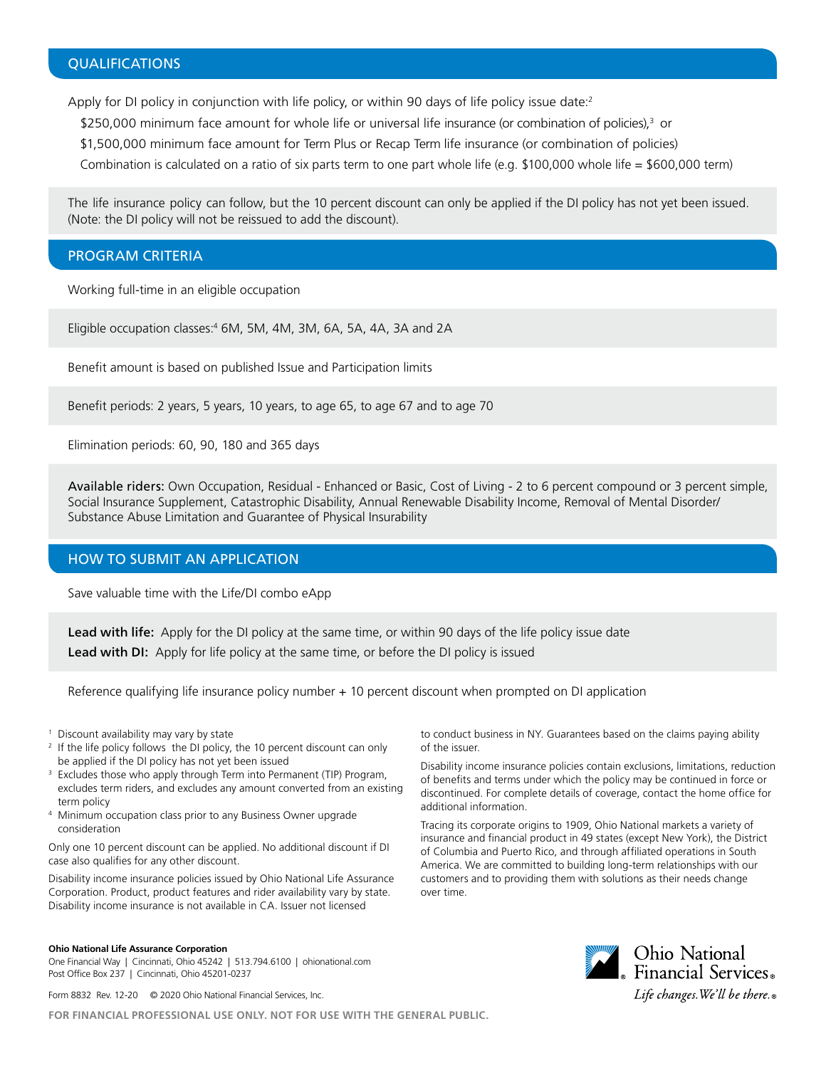## QUALIFICATIONS

Apply for DI policy in conjunction with life policy, or within 90 days of life policy issue date:[2]

$250,000 minimum face amount for whole life or universal life insurance (or combination of policies),[3] or

$1,500,000 minimum face amount for Term Plus or Recap Term life insurance (or combination of policies)

Combination is calculated on a ratio of six parts term to one part whole life (e.g. $100,000 whole life = $600,000 term)

The life insurance policy can follow, but the 10 percent discount can only be applied if the DI policy has not yet been issued. (Note: the DI policy will not be reissued to add the discount).

## PROGRAM CRITERIA

Working full-time in an eligible occupation

Eligible occupation classes:[4] 6M, 5M, 4M, 3M, 6A, 5A, 4A, 3A and 2A

Benefit amount is based on published Issue and Participation limits

Benefit periods: 2 years, 5 years, 10 years, to age 65, to age 67 and to age 70

Elimination periods: 60, 90, 180 and 365 days

**Available riders:** Own Occupation, Residual - Enhanced or Basic, Cost of Living - 2 to 6 percent compound or 3 percent simple, Social Insurance Supplement, Catastrophic Disability, Annual Renewable Disability Income, Removal of Mental Disorder/ Substance Abuse Limitation and Guarantee of Physical Insurability

## HOW TO SUBMIT AN APPLICATION

Save valuable time with the Life/DI combo eApp

**Lead with life:** Apply for the DI policy at the same time, or within 90 days of the life policy issue date

**Lead with DI:** Apply for life policy at the same time, or before the DI policy is issued

Reference qualifying life insurance policy number + 10 percent discount when prompted on DI application

[1] Discount availability may vary by state

[2] If the life policy follows the DI policy, the 10 percent discount can only be applied if the DI policy has not yet been issued

[3] Excludes those who apply through Term into Permanent (TIP) Program, excludes term riders, and excludes any amount converted from an existing term policy

[4] Minimum occupation class prior to any Business Owner upgrade consideration

Only one 10 percent discount can be applied. No additional discount if DI case also qualifies for any other discount.

Disability income insurance policies issued by Ohio National Life Assurance Corporation. Product, product features and rider availability vary by state. Disability income insurance is not available in CA. Issuer not licensed to conduct business in NY. Guarantees based on the claims paying ability of the issuer.

Disability income insurance policies contain exclusions, limitations, reduction of benefits and terms under which the policy may be continued in force or discontinued. For complete details of coverage, contact the home office for additional information.

Tracing its corporate origins to 1909, Ohio National markets a variety of insurance and financial product in 49 states (except New York), the District of Columbia and Puerto Rico, and through affiliated operations in South America. We are committed to building long-term relationships with our customers and to providing them with solutions as their needs change over time.

**Ohio National Life Assurance Corporation**
One Financial Way | Cincinnati, Ohio 45242 | 513.794.6100 | ohionational.com
Post Office Box 237 | Cincinnati, Ohio 45201-0237

Form 8832 Rev. 12-20 © 2020 Ohio National Financial Services, Inc.

Ohio National Financial Services®
*Life changes. We'll be there.®*

**FOR FINANCIAL PROFESSIONAL USE ONLY. NOT FOR USE WITH THE GENERAL PUBLIC.**